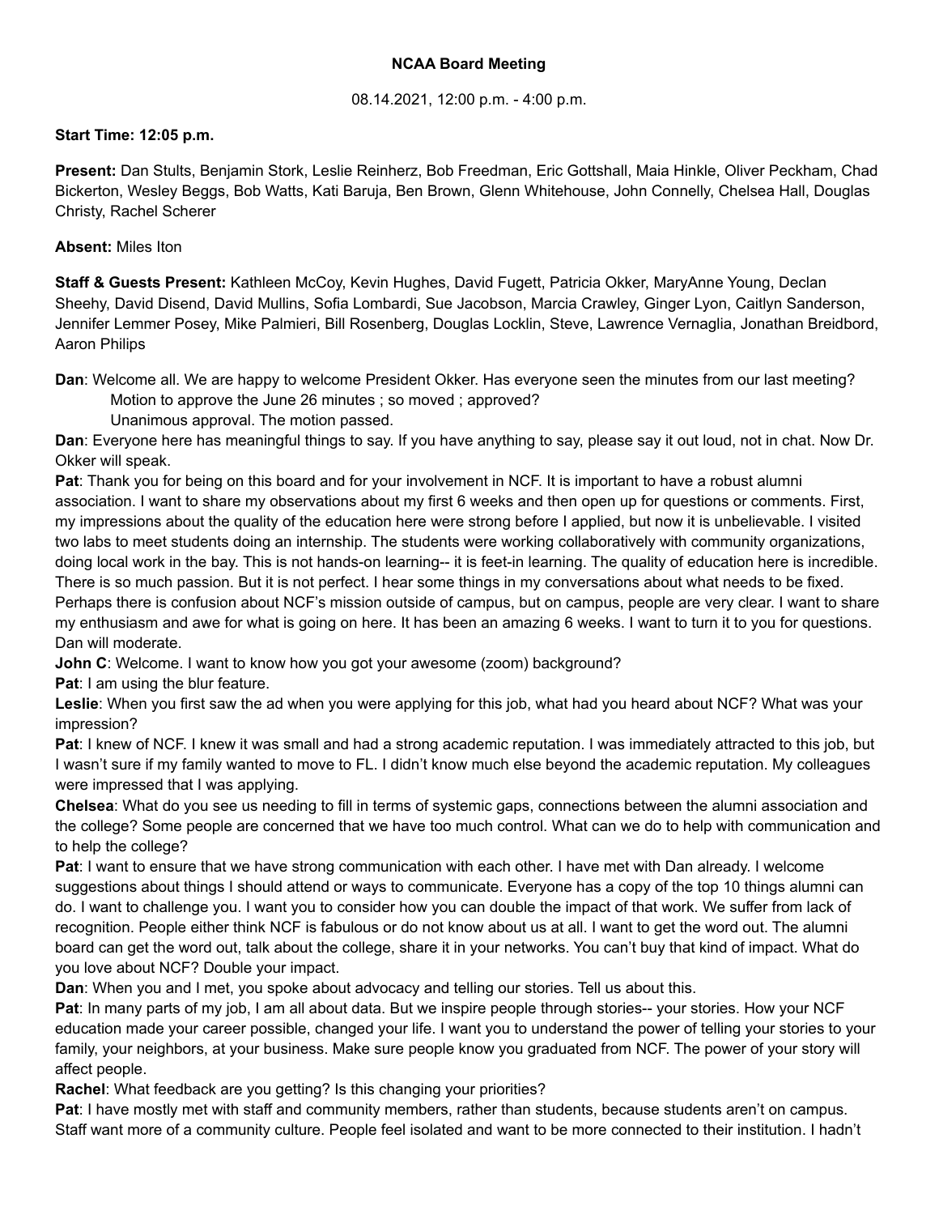**NCAA Board Meeting**

08.14.2021, 12:00 p.m. - 4:00 p.m.

**Start Time: 12:05 p.m.**

**Present:** Dan Stults, Benjamin Stork, Leslie Reinherz, Bob Freedman, Eric Gottshall, Maia Hinkle, Oliver Peckham, Chad Bickerton, Wesley Beggs, Bob Watts, Kati Baruja, Ben Brown, Glenn Whitehouse, John Connelly, Chelsea Hall, Douglas Christy, Rachel Scherer

**Absent:** Miles Iton

**Staff & Guests Present:** Kathleen McCoy, Kevin Hughes, David Fugett, Patricia Okker, MaryAnne Young, Declan Sheehy, David Disend, David Mullins, Sofia Lombardi, Sue Jacobson, Marcia Crawley, Ginger Lyon, Caitlyn Sanderson, Jennifer Lemmer Posey, Mike Palmieri, Bill Rosenberg, Douglas Locklin, Steve, Lawrence Vernaglia, Jonathan Breidbord, Aaron Philips

**Dan**: Welcome all. We are happy to welcome President Okker. Has everyone seen the minutes from our last meeting?

Motion to approve the June 26 minutes ; so moved ; approved?

Unanimous approval. The motion passed.

**Dan**: Everyone here has meaningful things to say. If you have anything to say, please say it out loud, not in chat. Now Dr. Okker will speak.

**Pat**: Thank you for being on this board and for your involvement in NCF. It is important to have a robust alumni association. I want to share my observations about my first 6 weeks and then open up for questions or comments. First, my impressions about the quality of the education here were strong before I applied, but now it is unbelievable. I visited two labs to meet students doing an internship. The students were working collaboratively with community organizations, doing local work in the bay. This is not hands-on learning-- it is feet-in learning. The quality of education here is incredible. There is so much passion. But it is not perfect. I hear some things in my conversations about what needs to be fixed. Perhaps there is confusion about NCF's mission outside of campus, but on campus, people are very clear. I want to share my enthusiasm and awe for what is going on here. It has been an amazing 6 weeks. I want to turn it to you for questions. Dan will moderate.

**John C**: Welcome. I want to know how you got your awesome (zoom) background?

**Pat**: I am using the blur feature.

**Leslie**: When you first saw the ad when you were applying for this job, what had you heard about NCF? What was your impression?

**Pat**: I knew of NCF. I knew it was small and had a strong academic reputation. I was immediately attracted to this job, but I wasn't sure if my family wanted to move to FL. I didn't know much else beyond the academic reputation. My colleagues were impressed that I was applying.

**Chelsea**: What do you see us needing to fill in terms of systemic gaps, connections between the alumni association and the college? Some people are concerned that we have too much control. What can we do to help with communication and to help the college?

**Pat**: I want to ensure that we have strong communication with each other. I have met with Dan already. I welcome suggestions about things I should attend or ways to communicate. Everyone has a copy of the top 10 things alumni can do. I want to challenge you. I want you to consider how you can double the impact of that work. We suffer from lack of recognition. People either think NCF is fabulous or do not know about us at all. I want to get the word out. The alumni board can get the word out, talk about the college, share it in your networks. You can't buy that kind of impact. What do you love about NCF? Double your impact.

**Dan**: When you and I met, you spoke about advocacy and telling our stories. Tell us about this.

**Pat**: In many parts of my job, I am all about data. But we inspire people through stories-- your stories. How your NCF education made your career possible, changed your life. I want you to understand the power of telling your stories to your family, your neighbors, at your business. Make sure people know you graduated from NCF. The power of your story will affect people.

**Rachel**: What feedback are you getting? Is this changing your priorities?

**Pat**: I have mostly met with staff and community members, rather than students, because students aren't on campus. Staff want more of a community culture. People feel isolated and want to be more connected to their institution. I hadn't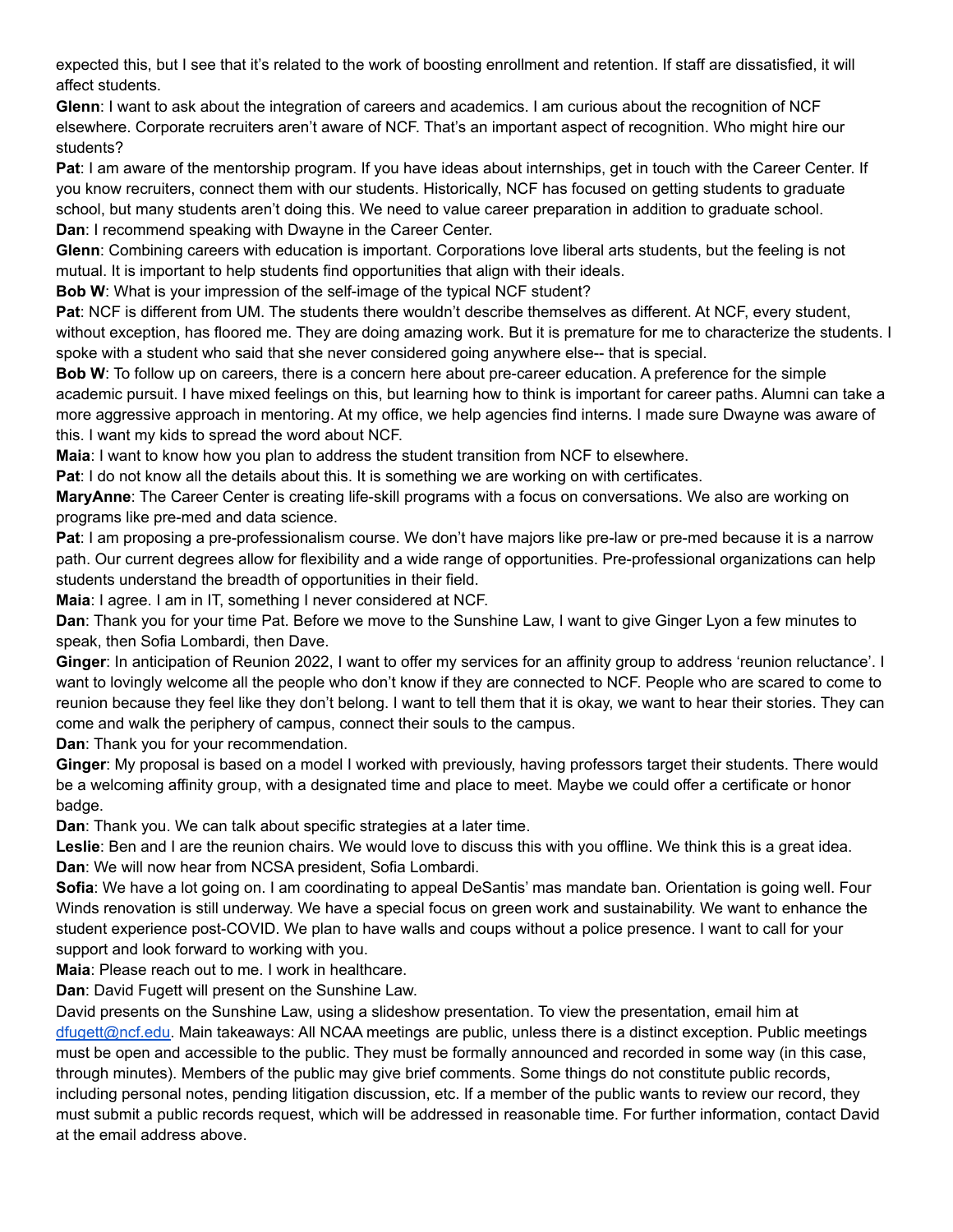expected this, but I see that it's related to the work of boosting enrollment and retention. If staff are dissatisfied, it will affect students.

**Glenn**: I want to ask about the integration of careers and academics. I am curious about the recognition of NCF elsewhere. Corporate recruiters aren't aware of NCF. That's an important aspect of recognition. Who might hire our students?

**Pat**: I am aware of the mentorship program. If you have ideas about internships, get in touch with the Career Center. If you know recruiters, connect them with our students. Historically, NCF has focused on getting students to graduate school, but many students aren't doing this. We need to value career preparation in addition to graduate school.

**Dan**: I recommend speaking with Dwayne in the Career Center.

**Glenn**: Combining careers with education is important. Corporations love liberal arts students, but the feeling is not mutual. It is important to help students find opportunities that align with their ideals.

**Bob W**: What is your impression of the self-image of the typical NCF student?

**Pat**: NCF is different from UM. The students there wouldn't describe themselves as different. At NCF, every student, without exception, has floored me. They are doing amazing work. But it is premature for me to characterize the students. I spoke with a student who said that she never considered going anywhere else-- that is special.

**Bob W**: To follow up on careers, there is a concern here about pre-career education. A preference for the simple academic pursuit. I have mixed feelings on this, but learning how to think is important for career paths. Alumni can take a more aggressive approach in mentoring. At my office, we help agencies find interns. I made sure Dwayne was aware of this. I want my kids to spread the word about NCF.

**Maia**: I want to know how you plan to address the student transition from NCF to elsewhere.

**Pat**: I do not know all the details about this. It is something we are working on with certificates.

**MaryAnne**: The Career Center is creating life-skill programs with a focus on conversations. We also are working on programs like pre-med and data science.

**Pat**: I am proposing a pre-professionalism course. We don't have majors like pre-law or pre-med because it is a narrow path. Our current degrees allow for flexibility and a wide range of opportunities. Pre-professional organizations can help students understand the breadth of opportunities in their field.

**Maia**: I agree. I am in IT, something I never considered at NCF.

**Dan**: Thank you for your time Pat. Before we move to the Sunshine Law, I want to give Ginger Lyon a few minutes to speak, then Sofia Lombardi, then Dave.

**Ginger**: In anticipation of Reunion 2022, I want to offer my services for an affinity group to address 'reunion reluctance'. I want to lovingly welcome all the people who don't know if they are connected to NCF. People who are scared to come to reunion because they feel like they don't belong. I want to tell them that it is okay, we want to hear their stories. They can come and walk the periphery of campus, connect their souls to the campus.

**Dan**: Thank you for your recommendation.

**Ginger**: My proposal is based on a model I worked with previously, having professors target their students. There would be a welcoming affinity group, with a designated time and place to meet. Maybe we could offer a certificate or honor badge.

**Dan**: Thank you. We can talk about specific strategies at a later time.

**Leslie**: Ben and I are the reunion chairs. We would love to discuss this with you offline. We think this is a great idea.

**Dan**: We will now hear from NCSA president, Sofia Lombardi.

**Sofia**: We have a lot going on. I am coordinating to appeal DeSantis' mas mandate ban. Orientation is going well. Four Winds renovation is still underway. We have a special focus on green work and sustainability. We want to enhance the student experience post-COVID. We plan to have walls and coups without a police presence. I want to call for your support and look forward to working with you.

**Maia**: Please reach out to me. I work in healthcare.

**Dan**: David Fugett will present on the Sunshine Law.

David presents on the Sunshine Law, using a slideshow presentation. To view the presentation, email him at dfugett@ncf.edu. Main takeaways: All NCAA meetings are public, unless there is a distinct exception. Public meetings must be open and accessible to the public. They must be formally announced and recorded in some way (in this case, through minutes). Members of the public may give brief comments. Some things do not constitute public records, including personal notes, pending litigation discussion, etc. If a member of the public wants to review our record, they must submit a public records request, which will be addressed in reasonable time. For further information, contact David at the email address above.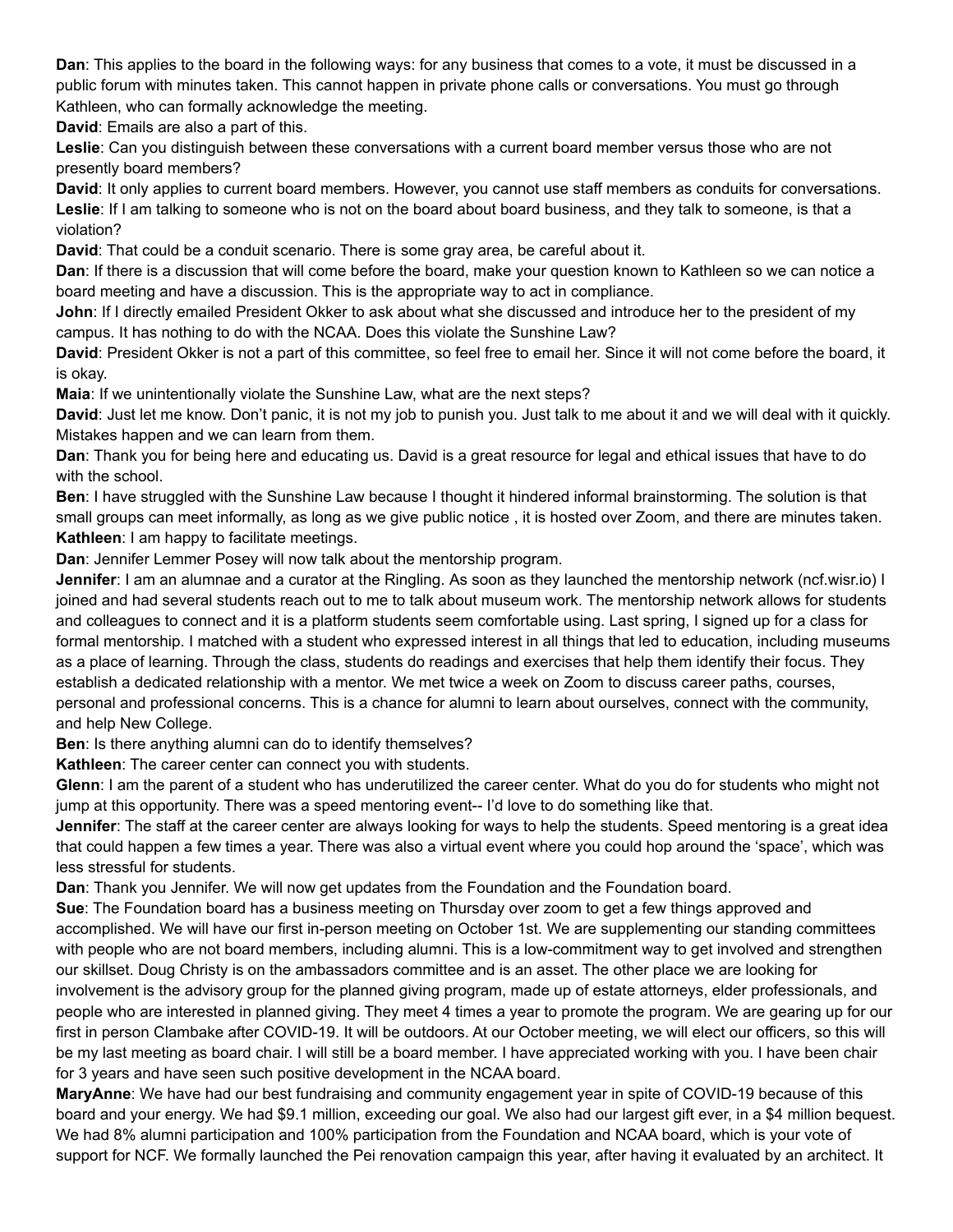**Dan**: This applies to the board in the following ways: for any business that comes to a vote, it must be discussed in a public forum with minutes taken. This cannot happen in private phone calls or conversations. You must go through Kathleen, who can formally acknowledge the meeting.

**David**: Emails are also a part of this.

**Leslie**: Can you distinguish between these conversations with a current board member versus those who are not presently board members?

**David**: It only applies to current board members. However, you cannot use staff members as conduits for conversations.

**Leslie**: If I am talking to someone who is not on the board about board business, and they talk to someone, is that a violation?

**David**: That could be a conduit scenario. There is some gray area, be careful about it.

**Dan**: If there is a discussion that will come before the board, make your question known to Kathleen so we can notice a board meeting and have a discussion. This is the appropriate way to act in compliance.

**John**: If I directly emailed President Okker to ask about what she discussed and introduce her to the president of my campus. It has nothing to do with the NCAA. Does this violate the Sunshine Law?

**David**: President Okker is not a part of this committee, so feel free to email her. Since it will not come before the board, it is okay.

**Maia**: If we unintentionally violate the Sunshine Law, what are the next steps?

**David**: Just let me know. Don't panic, it is not my job to punish you. Just talk to me about it and we will deal with it quickly. Mistakes happen and we can learn from them.

**Dan**: Thank you for being here and educating us. David is a great resource for legal and ethical issues that have to do with the school.

**Ben**: I have struggled with the Sunshine Law because I thought it hindered informal brainstorming. The solution is that small groups can meet informally, as long as we give public notice , it is hosted over Zoom, and there are minutes taken.

**Kathleen**: I am happy to facilitate meetings.

**Dan**: Jennifer Lemmer Posey will now talk about the mentorship program.

**Jennifer**: I am an alumnae and a curator at the Ringling. As soon as they launched the mentorship network (ncf.wisr.io) I joined and had several students reach out to me to talk about museum work. The mentorship network allows for students and colleagues to connect and it is a platform students seem comfortable using. Last spring, I signed up for a class for formal mentorship. I matched with a student who expressed interest in all things that led to education, including museums as a place of learning. Through the class, students do readings and exercises that help them identify their focus. They establish a dedicated relationship with a mentor. We met twice a week on Zoom to discuss career paths, courses, personal and professional concerns. This is a chance for alumni to learn about ourselves, connect with the community, and help New College.

**Ben**: Is there anything alumni can do to identify themselves?

**Kathleen**: The career center can connect you with students.

**Glenn**: I am the parent of a student who has underutilized the career center. What do you do for students who might not jump at this opportunity. There was a speed mentoring event-- I'd love to do something like that.

**Jennifer**: The staff at the career center are always looking for ways to help the students. Speed mentoring is a great idea that could happen a few times a year. There was also a virtual event where you could hop around the 'space', which was less stressful for students.

**Dan**: Thank you Jennifer. We will now get updates from the Foundation and the Foundation board.

**Sue**: The Foundation board has a business meeting on Thursday over zoom to get a few things approved and accomplished. We will have our first in-person meeting on October 1st. We are supplementing our standing committees with people who are not board members, including alumni. This is a low-commitment way to get involved and strengthen our skillset. Doug Christy is on the ambassadors committee and is an asset. The other place we are looking for involvement is the advisory group for the planned giving program, made up of estate attorneys, elder professionals, and people who are interested in planned giving. They meet 4 times a year to promote the program. We are gearing up for our first in person Clambake after COVID-19. It will be outdoors. At our October meeting, we will elect our officers, so this will be my last meeting as board chair. I will still be a board member. I have appreciated working with you. I have been chair for 3 years and have seen such positive development in the NCAA board.

**MaryAnne**: We have had our best fundraising and community engagement year in spite of COVID-19 because of this board and your energy. We had $9.1 million, exceeding our goal. We also had our largest gift ever, in a $4 million bequest. We had 8% alumni participation and 100% participation from the Foundation and NCAA board, which is your vote of support for NCF. We formally launched the Pei renovation campaign this year, after having it evaluated by an architect. It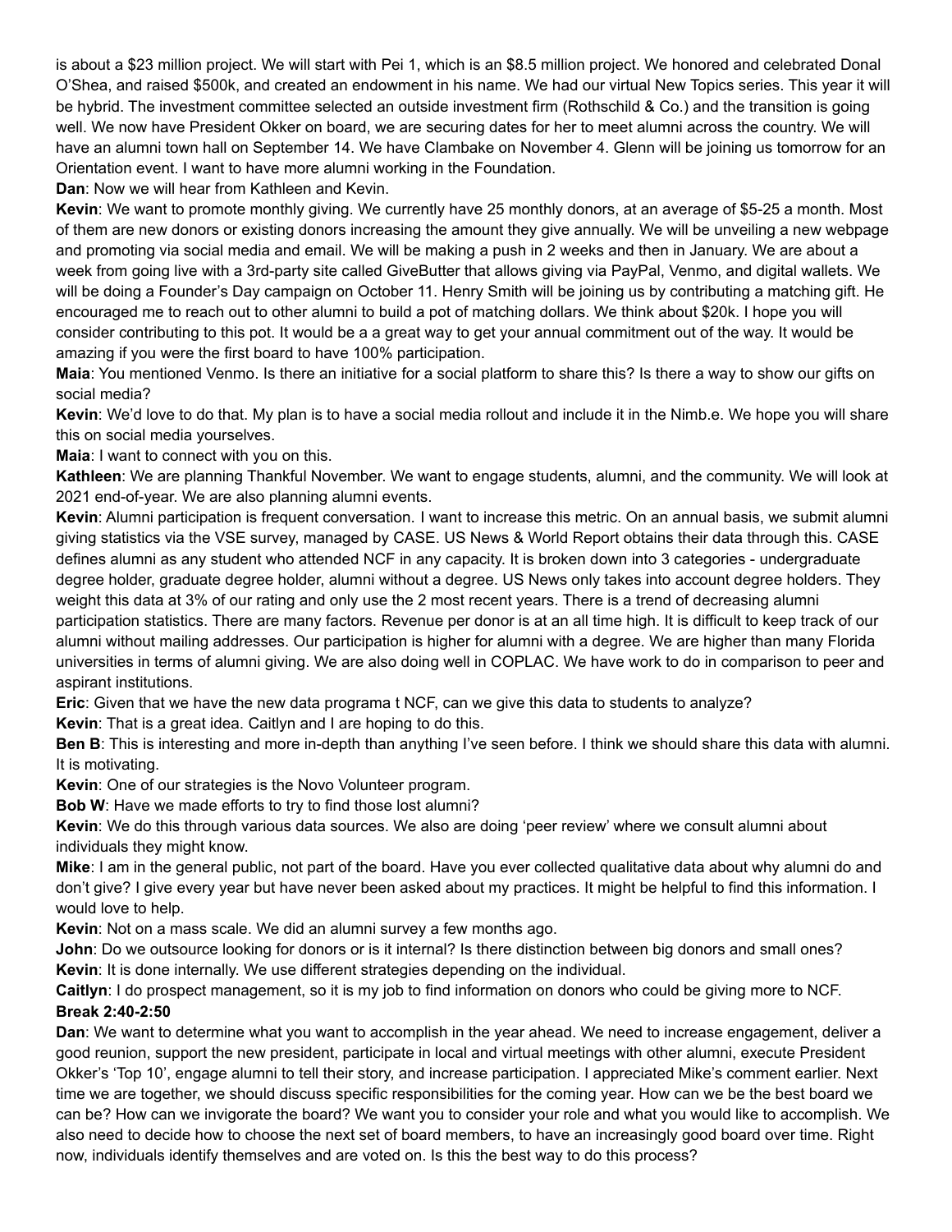is about a $23 million project. We will start with Pei 1, which is an $8.5 million project. We honored and celebrated Donal O'Shea, and raised $500k, and created an endowment in his name. We had our virtual New Topics series. This year it will be hybrid. The investment committee selected an outside investment firm (Rothschild & Co.) and the transition is going well. We now have President Okker on board, we are securing dates for her to meet alumni across the country. We will have an alumni town hall on September 14. We have Clambake on November 4. Glenn will be joining us tomorrow for an Orientation event. I want to have more alumni working in the Foundation.

**Dan**: Now we will hear from Kathleen and Kevin.

**Kevin**: We want to promote monthly giving. We currently have 25 monthly donors, at an average of $5-25 a month. Most of them are new donors or existing donors increasing the amount they give annually. We will be unveiling a new webpage and promoting via social media and email. We will be making a push in 2 weeks and then in January. We are about a week from going live with a 3rd-party site called GiveButter that allows giving via PayPal, Venmo, and digital wallets. We will be doing a Founder's Day campaign on October 11. Henry Smith will be joining us by contributing a matching gift. He encouraged me to reach out to other alumni to build a pot of matching dollars. We think about $20k. I hope you will consider contributing to this pot. It would be a a great way to get your annual commitment out of the way. It would be amazing if you were the first board to have 100% participation.

**Maia**: You mentioned Venmo. Is there an initiative for a social platform to share this? Is there a way to show our gifts on social media?

**Kevin**: We'd love to do that. My plan is to have a social media rollout and include it in the Nimb.e. We hope you will share this on social media yourselves.

**Maia**: I want to connect with you on this.

**Kathleen**: We are planning Thankful November. We want to engage students, alumni, and the community. We will look at 2021 end-of-year. We are also planning alumni events.

**Kevin**: Alumni participation is frequent conversation. I want to increase this metric. On an annual basis, we submit alumni giving statistics via the VSE survey, managed by CASE. US News & World Report obtains their data through this. CASE defines alumni as any student who attended NCF in any capacity. It is broken down into 3 categories - undergraduate degree holder, graduate degree holder, alumni without a degree. US News only takes into account degree holders. They weight this data at 3% of our rating and only use the 2 most recent years. There is a trend of decreasing alumni participation statistics. There are many factors. Revenue per donor is at an all time high. It is difficult to keep track of our alumni without mailing addresses. Our participation is higher for alumni with a degree. We are higher than many Florida universities in terms of alumni giving. We are also doing well in COPLAC. We have work to do in comparison to peer and aspirant institutions.

**Eric**: Given that we have the new data programa t NCF, can we give this data to students to analyze?

**Kevin**: That is a great idea. Caitlyn and I are hoping to do this.

**Ben B**: This is interesting and more in-depth than anything I've seen before. I think we should share this data with alumni. It is motivating.

**Kevin**: One of our strategies is the Novo Volunteer program.

**Bob W**: Have we made efforts to try to find those lost alumni?

**Kevin**: We do this through various data sources. We also are doing 'peer review' where we consult alumni about individuals they might know.

**Mike**: I am in the general public, not part of the board. Have you ever collected qualitative data about why alumni do and don't give? I give every year but have never been asked about my practices. It might be helpful to find this information. I would love to help.

**Kevin**: Not on a mass scale. We did an alumni survey a few months ago.

**John**: Do we outsource looking for donors or is it internal? Is there distinction between big donors and small ones?

**Kevin**: It is done internally. We use different strategies depending on the individual.

**Caitlyn**: I do prospect management, so it is my job to find information on donors who could be giving more to NCF.

**Break 2:40-2:50**

**Dan**: We want to determine what you want to accomplish in the year ahead. We need to increase engagement, deliver a good reunion, support the new president, participate in local and virtual meetings with other alumni, execute President Okker's 'Top 10', engage alumni to tell their story, and increase participation. I appreciated Mike's comment earlier. Next time we are together, we should discuss specific responsibilities for the coming year. How can we be the best board we can be? How can we invigorate the board? We want you to consider your role and what you would like to accomplish. We also need to decide how to choose the next set of board members, to have an increasingly good board over time. Right now, individuals identify themselves and are voted on. Is this the best way to do this process?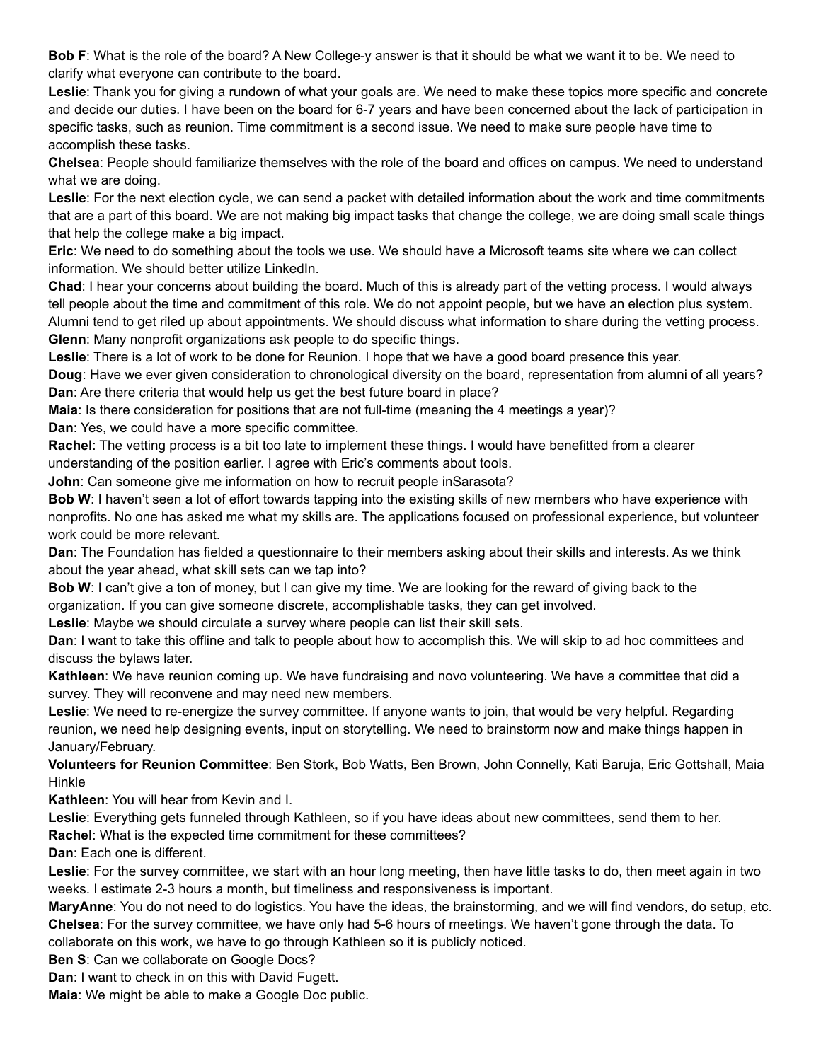**Bob F**: What is the role of the board? A New College-y answer is that it should be what we want it to be. We need to clarify what everyone can contribute to the board.

**Leslie**: Thank you for giving a rundown of what your goals are. We need to make these topics more specific and concrete and decide our duties. I have been on the board for 6-7 years and have been concerned about the lack of participation in specific tasks, such as reunion. Time commitment is a second issue. We need to make sure people have time to accomplish these tasks.

**Chelsea**: People should familiarize themselves with the role of the board and offices on campus. We need to understand what we are doing.

**Leslie**: For the next election cycle, we can send a packet with detailed information about the work and time commitments that are a part of this board. We are not making big impact tasks that change the college, we are doing small scale things that help the college make a big impact.

**Eric**: We need to do something about the tools we use. We should have a Microsoft teams site where we can collect information. We should better utilize LinkedIn.

**Chad**: I hear your concerns about building the board. Much of this is already part of the vetting process. I would always tell people about the time and commitment of this role. We do not appoint people, but we have an election plus system. Alumni tend to get riled up about appointments. We should discuss what information to share during the vetting process.

**Glenn**: Many nonprofit organizations ask people to do specific things.

**Leslie**: There is a lot of work to be done for Reunion. I hope that we have a good board presence this year.

**Doug**: Have we ever given consideration to chronological diversity on the board, representation from alumni of all years?

**Dan**: Are there criteria that would help us get the best future board in place?

**Maia**: Is there consideration for positions that are not full-time (meaning the 4 meetings a year)?

**Dan**: Yes, we could have a more specific committee.

**Rachel**: The vetting process is a bit too late to implement these things. I would have benefitted from a clearer understanding of the position earlier. I agree with Eric's comments about tools.

**John**: Can someone give me information on how to recruit people inSarasota?

**Bob W**: I haven't seen a lot of effort towards tapping into the existing skills of new members who have experience with nonprofits. No one has asked me what my skills are. The applications focused on professional experience, but volunteer work could be more relevant.

**Dan**: The Foundation has fielded a questionnaire to their members asking about their skills and interests. As we think about the year ahead, what skill sets can we tap into?

**Bob W**: I can't give a ton of money, but I can give my time. We are looking for the reward of giving back to the organization. If you can give someone discrete, accomplishable tasks, they can get involved.

**Leslie**: Maybe we should circulate a survey where people can list their skill sets.

**Dan**: I want to take this offline and talk to people about how to accomplish this. We will skip to ad hoc committees and discuss the bylaws later.

**Kathleen**: We have reunion coming up. We have fundraising and novo volunteering. We have a committee that did a survey. They will reconvene and may need new members.

**Leslie**: We need to re-energize the survey committee. If anyone wants to join, that would be very helpful. Regarding reunion, we need help designing events, input on storytelling. We need to brainstorm now and make things happen in January/February.

**Volunteers for Reunion Committee**: Ben Stork, Bob Watts, Ben Brown, John Connelly, Kati Baruja, Eric Gottshall, Maia Hinkle

**Kathleen**: You will hear from Kevin and I.

**Leslie**: Everything gets funneled through Kathleen, so if you have ideas about new committees, send them to her.

**Rachel**: What is the expected time commitment for these committees?

**Dan**: Each one is different.

**Leslie**: For the survey committee, we start with an hour long meeting, then have little tasks to do, then meet again in two weeks. I estimate 2-3 hours a month, but timeliness and responsiveness is important.

**MaryAnne**: You do not need to do logistics. You have the ideas, the brainstorming, and we will find vendors, do setup, etc.

**Chelsea**: For the survey committee, we have only had 5-6 hours of meetings. We haven't gone through the data. To collaborate on this work, we have to go through Kathleen so it is publicly noticed.

**Ben S**: Can we collaborate on Google Docs?

**Dan**: I want to check in on this with David Fugett.

**Maia**: We might be able to make a Google Doc public.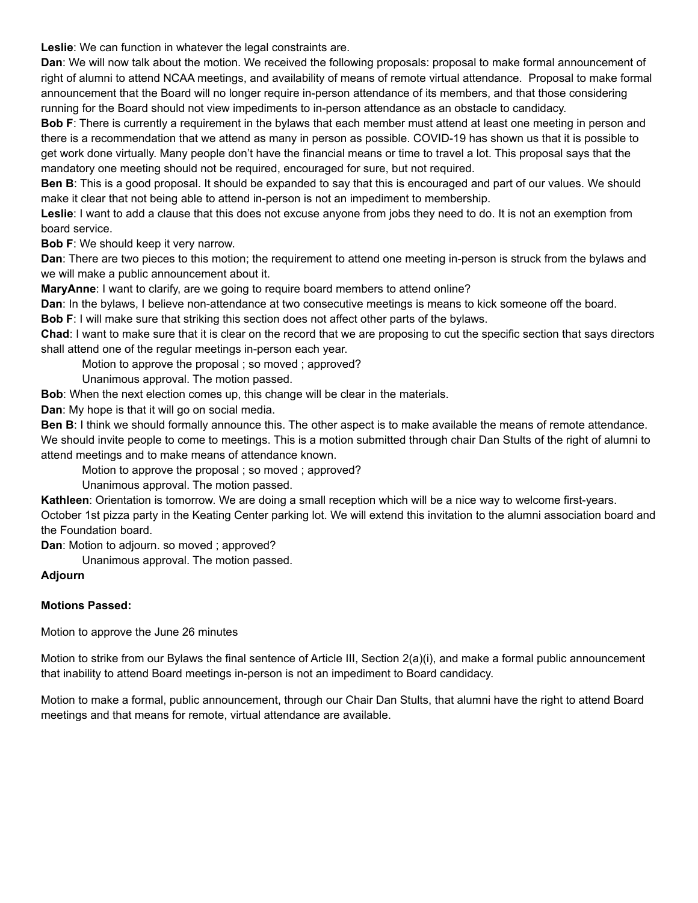**Leslie**: We can function in whatever the legal constraints are.

**Dan**: We will now talk about the motion. We received the following proposals: proposal to make formal announcement of right of alumni to attend NCAA meetings, and availability of means of remote virtual attendance. Proposal to make formal announcement that the Board will no longer require in-person attendance of its members, and that those considering running for the Board should not view impediments to in-person attendance as an obstacle to candidacy.

**Bob F**: There is currently a requirement in the bylaws that each member must attend at least one meeting in person and there is a recommendation that we attend as many in person as possible. COVID-19 has shown us that it is possible to get work done virtually. Many people don't have the financial means or time to travel a lot. This proposal says that the mandatory one meeting should not be required, encouraged for sure, but not required.

**Ben B**: This is a good proposal. It should be expanded to say that this is encouraged and part of our values. We should make it clear that not being able to attend in-person is not an impediment to membership.

**Leslie**: I want to add a clause that this does not excuse anyone from jobs they need to do. It is not an exemption from board service.

**Bob F**: We should keep it very narrow.

**Dan**: There are two pieces to this motion; the requirement to attend one meeting in-person is struck from the bylaws and we will make a public announcement about it.

**MaryAnne**: I want to clarify, are we going to require board members to attend online?

**Dan**: In the bylaws, I believe non-attendance at two consecutive meetings is means to kick someone off the board.

**Bob F**: I will make sure that striking this section does not affect other parts of the bylaws.

**Chad**: I want to make sure that it is clear on the record that we are proposing to cut the specific section that says directors shall attend one of the regular meetings in-person each year.

Motion to approve the proposal ; so moved ; approved?

Unanimous approval. The motion passed.

**Bob**: When the next election comes up, this change will be clear in the materials.

**Dan**: My hope is that it will go on social media.

**Ben B**: I think we should formally announce this. The other aspect is to make available the means of remote attendance. We should invite people to come to meetings. This is a motion submitted through chair Dan Stults of the right of alumni to attend meetings and to make means of attendance known.

Motion to approve the proposal ; so moved ; approved?

Unanimous approval. The motion passed.

**Kathleen**: Orientation is tomorrow. We are doing a small reception which will be a nice way to welcome first-years. October 1st pizza party in the Keating Center parking lot. We will extend this invitation to the alumni association board and the Foundation board.

**Dan**: Motion to adjourn. so moved ; approved?

Unanimous approval. The motion passed.

**Adjourn**

**Motions Passed:**

Motion to approve the June 26 minutes

Motion to strike from our Bylaws the final sentence of Article III, Section 2(a)(i), and make a formal public announcement that inability to attend Board meetings in-person is not an impediment to Board candidacy.

Motion to make a formal, public announcement, through our Chair Dan Stults, that alumni have the right to attend Board meetings and that means for remote, virtual attendance are available.